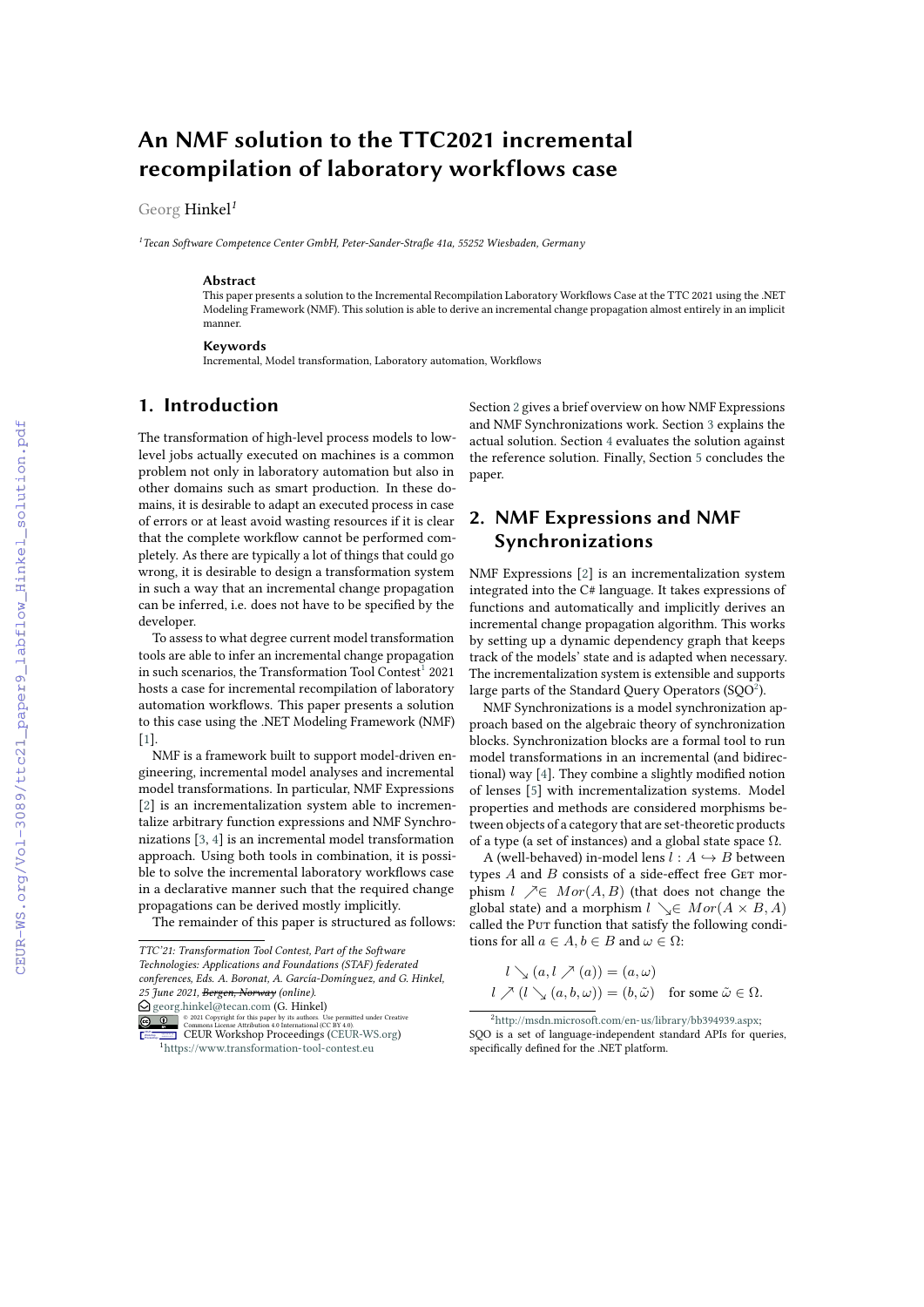# An NMF solution to the TTC2021 incremental recompilation of laboratory workflows case

Georg Hinkel[1]

[1]Tecan Software Competence Center GmbH, Peter-Sander-Straße 41a, 55252 Wiesbaden, Germany

### Abstract

This paper presents a solution to the Incremental Recompilation Laboratory Workflows Case at the TTC 2021 using the .NET Modeling Framework (NMF). This solution is able to derive an incremental change propagation almost entirely in an implicit manner.

### Keywords

Incremental, Model transformation, Laboratory automation, Workflows

## 1. Introduction

The transformation of high-level process models to low-level jobs actually executed on machines is a common problem not only in laboratory automation but also in other domains such as smart production. In these domains, it is desirable to adapt an executed process in case of errors or at least avoid wasting resources if it is clear that the complete workflow cannot be performed completely. As there are typically a lot of things that could go wrong, it is desirable to design a transformation system in such a way that an incremental change propagation can be inferred, i.e. does not have to be specified by the developer.

To assess to what degree current model transformation tools are able to infer an incremental change propagation in such scenarios, the Transformation Tool Contest[1] 2021 hosts a case for incremental recompilation of laboratory automation workflows. This paper presents a solution to this case using the .NET Modeling Framework (NMF) [1].

NMF is a framework built to support model-driven engineering, incremental model analyses and incremental model transformations. In particular, NMF Expressions [2] is an incrementalization system able to incrementalize arbitrary function expressions and NMF Synchronizations [3, 4] is an incremental model transformation approach. Using both tools in combination, it is possible to solve the incremental laboratory workflows case in a declarative manner such that the required change propagations can be derived mostly implicitly.

The remainder of this paper is structured as follows: Section 2 gives a brief overview on how NMF Expressions and NMF Synchronizations work. Section 3 explains the actual solution. Section 4 evaluates the solution against the reference solution. Finally, Section 5 concludes the paper.

## 2. NMF Expressions and NMF Synchronizations

NMF Expressions [2] is an incrementalization system integrated into the C# language. It takes expressions of functions and automatically and implicitly derives an incremental change propagation algorithm. This works by setting up a dynamic dependency graph that keeps track of the models' state and is adapted when necessary. The incrementalization system is extensible and supports large parts of the Standard Query Operators (SQO[2]).

NMF Synchronizations is a model synchronization approach based on the algebraic theory of synchronization blocks. Synchronization blocks are a formal tool to run model transformations in an incremental (and bidirectional) way [4]. They combine a slightly modified notion of lenses [5] with incrementalization systems. Model properties and methods are considered morphisms between objects of a category that are set-theoretic products of a type (a set of instances) and a global state space $\Omega$.

A (well-behaved) in-model lens $l : A \hookrightarrow B$ between types $A$ and $B$ consists of a side-effect free GET morphism $l \nearrow \in Mor(A, B)$ (that does not change the global state) and a morphism $l \searrow \in Mor(A \times B, A)$ called the PUT function that satisfy the following conditions for all $a \in A, b \in B$ and $\omega \in \Omega$:

$$l \searrow (a, l \nearrow (a)) = (a, \omega)$$
$$l \nearrow (l \searrow (a, b, \omega)) = (b, \tilde{\omega}) \quad \text{for some } \tilde{\omega} \in \Omega.$$

---

TTC'21: Transformation Tool Contest, Part of the Software Technologies: Applications and Foundations (STAF) federated conferences, Eds. A. Boronat, A. García-Domínguez, and G. Hinkel, 25 June 2021, ~~Bergen, Norway~~ (online).

georg.hinkel@tecan.com (G. Hinkel)

© 2021 Copyright for this paper by its authors. Use permitted under Creative Commons License Attribution 4.0 International (CC BY 4.0).

CEUR Workshop Proceedings (CEUR-WS.org)

[1] https://www.transformation-tool-contest.eu

[2] http://msdn.microsoft.com/en-us/library/bb394939.aspx; SQO is a set of language-independent standard APIs for queries, specifically defined for the .NET platform.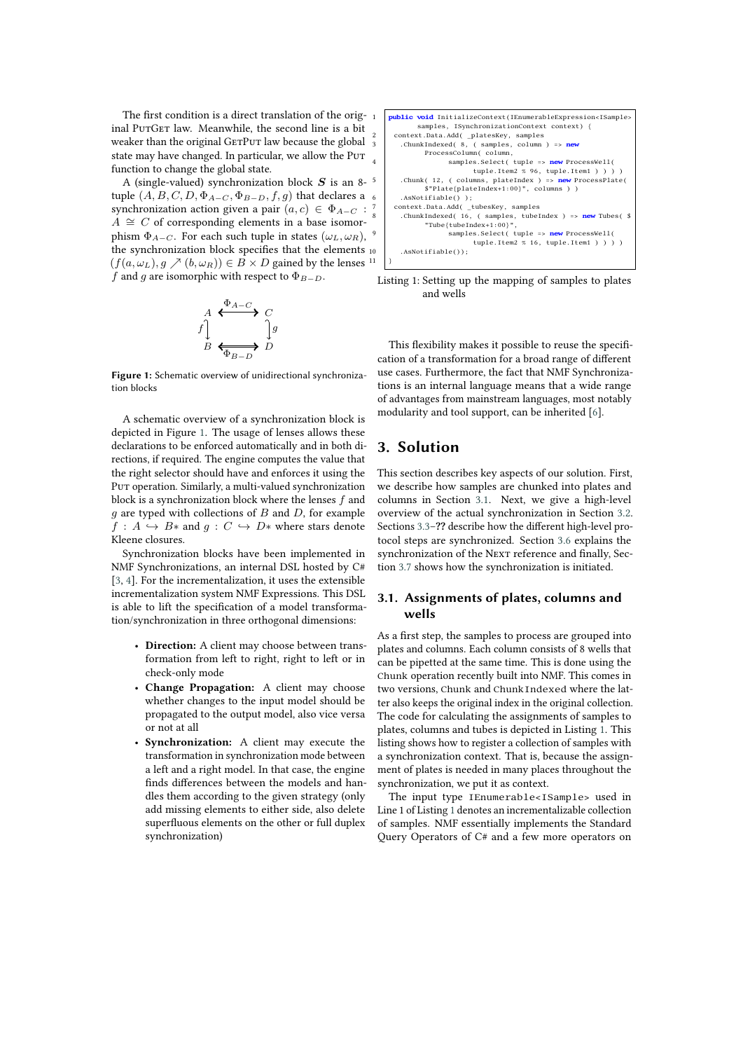The first condition is a direct translation of the original PutGet law. Meanwhile, the second line is a bit weaker than the original GetPut law because the global state may have changed. In particular, we allow the Put function to change the global state.

A (single-valued) synchronization block $\boldsymbol{S}$ is an 8-tuple $(A, B, C, D, \Phi_{A-C}, \Phi_{B-D}, f, g)$ that declares a synchronization action given a pair $(a, c) \in \Phi_{A-C} : A \cong C$ of corresponding elements in a base isomorphism $\Phi_{A-C}$. For each such tuple in states $(\omega_L, \omega_R)$, the synchronization block specifies that the elements $(f(a, \omega_L), g \nearrow (b, \omega_R)) \in B \times D$ gained by the lenses $f$ and $g$ are isomorphic with respect to $\Phi_{B-D}$.

$$
\begin{array}{ccc}
A & \overset{\Phi_{A-C}}{\longleftrightarrow} & C \\
f \big\downarrow & & \big\downarrow g \\
B & \underset{\Phi_{B-D}}{\longleftrightarrow} & D
\end{array}
$$

**Figure 1:** Schematic overview of unidirectional synchronization blocks

A schematic overview of a synchronization block is depicted in Figure 1. The usage of lenses allows these declarations to be enforced automatically and in both directions, if required. The engine computes the value that the right selector should have and enforces it using the Put operation. Similarly, a multi-valued synchronization block is a synchronization block where the lenses $f$ and $g$ are typed with collections of $B$ and $D$, for example $f : A \hookrightarrow B*$ and $g : C \hookrightarrow D*$ where stars denote Kleene closures.

Synchronization blocks have been implemented in NMF Synchronizations, an internal DSL hosted by C# [3, 4]. For the incrementalization, it uses the extensible incrementalization system NMF Expressions. This DSL is able to lift the specification of a model transformation/synchronization in three orthogonal dimensions:

- **Direction:** A client may choose between transformation from left to right, right to left or in check-only mode
- **Change Propagation:** A client may choose whether changes to the input model should be propagated to the output model, also vice versa or not at all
- **Synchronization:** A client may execute the transformation in synchronization mode between a left and a right model. In that case, the engine finds differences between the models and handles them according to the given strategy (only add missing elements to either side, also delete superfluous elements on the other or full duplex synchronization)

```
public void InitializeContext(IEnumerableExpression<ISample>
        samples, ISynchronizationContext context) {
  context.Data.Add( _platesKey, samples
   .ChunkIndexed( 8, ( samples, column ) => new
         ProcessColumn( column,
               samples.Select( tuple => new ProcessWell(
                     tuple.Item2 % 96, tuple.Item1 ) ) ) )
   .Chunk( 12, ( columns, plateIndex ) => new ProcessPlate(
         $"Plate{plateIndex+1:00}", columns ) )
   .AsNotifiable() );
  context.Data.Add( _tubesKey, samples
   .ChunkIndexed( 16, ( samples, tubeIndex ) => new Tubes( $
         "Tube{tubeIndex+1:00}",
               samples.Select( tuple => new ProcessWell(
                     tuple.Item2 % 16, tuple.Item1 ) ) ) )
   .AsNotifiable());
}
```

Listing 1: Setting up the mapping of samples to plates and wells

This flexibility makes it possible to reuse the specification of a transformation for a broad range of different use cases. Furthermore, the fact that NMF Synchronizations is an internal language means that a wide range of advantages from mainstream languages, most notably modularity and tool support, can be inherited [6].

## 3. Solution

This section describes key aspects of our solution. First, we describe how samples are chunked into plates and columns in Section 3.1. Next, we give a high-level overview of the actual synchronization in Section 3.2. Sections 3.3–?? describe how the different high-level protocol steps are synchronized. Section 3.6 explains the synchronization of the Next reference and finally, Section 3.7 shows how the synchronization is initiated.

### 3.1. Assignments of plates, columns and wells

As a first step, the samples to process are grouped into plates and columns. Each column consists of 8 wells that can be pipetted at the same time. This is done using the `Chunk` operation recently built into NMF. This comes in two versions, `Chunk` and `ChunkIndexed` where the latter also keeps the original index in the original collection. The code for calculating the assignments of samples to plates, columns and tubes is depicted in Listing 1. This listing shows how to register a collection of samples with a synchronization context. That is, because the assignment of plates is needed in many places throughout the synchronization, we put it as context.

The input type `IEnumerable<ISample>` used in Line 1 of Listing 1 denotes an incrementalizable collection of samples. NMF essentially implements the Standard Query Operators of C# and a few more operators on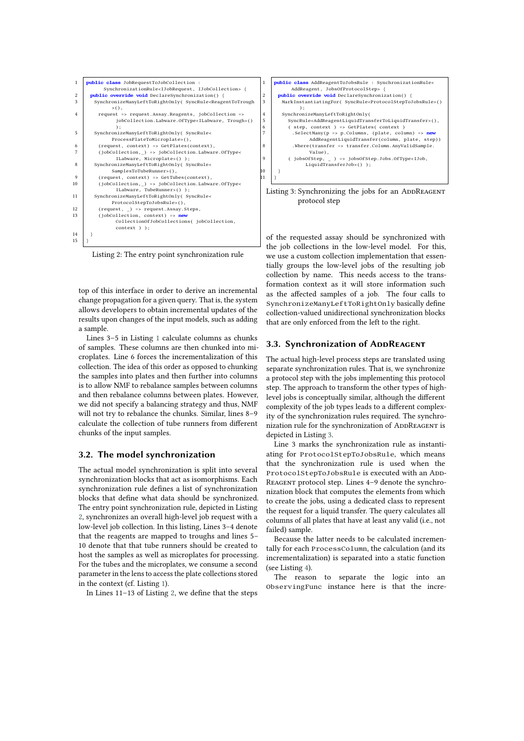```
public class JobRequestToJobCollection :
      SynchronizationRule<IJobRequest, IJobCollection> {
  public override void DeclareSynchronization() {
    SynchronizeManyLeftToRightOnly( SyncRule<ReagentToTrough
          >(),
      request => request.Assay.Reagents, jobCollection =>
            jobCollection.Labware.OfType<ILabware, Trough>()
            );
    SynchronizeManyLeftToRightOnly( SyncRule<
          ProcessPlateToMicroplate>(),
      (request, context) => GetPlates(context),
      (jobCollection,_) => jobCollection.Labware.OfType<
            ILabware, Microplate>() );
    SynchronizeManyLeftToRightOnly( SyncRule<
          SamplesToTubeRunner>(),
      (request, context) => GetTubes(context),
      (jobCollection,_) => jobCollection.Labware.OfType<
            ILabware, TubeRunner>() );
    SynchronizeManyLeftToRightOnly( SyncRule<
          ProtocolStepToJobsRule>(),
      (request, _) => request.Assay.Steps,
      (jobCollection, context) => new
            CollectionOfJobCollections( jobCollection,
            context ) );
  }
}
```

Listing 2: The entry point synchronization rule

top of this interface in order to derive an incremental change propagation for a given query. That is, the system allows developers to obtain incremental updates of the results upon changes of the input models, such as adding a sample.

Lines 3–5 in Listing 1 calculate columns as chunks of samples. These columns are then chunked into microplates. Line 6 forces the incrementalization of this collection. The idea of this order as opposed to chunking the samples into plates and then further into columns is to allow NMF to rebalance samples between columns and then rebalance columns between plates. However, we did not specify a balancing strategy and thus, NMF will not try to rebalance the chunks. Similar, lines 8–9 calculate the collection of tube runners from different chunks of the input samples.

## 3.2. The model synchronization

The actual model synchronization is split into several synchronization blocks that act as isomorphisms. Each synchronization rule defines a list of synchronization blocks that define what data should be synchronized. The entry point synchronization rule, depicted in Listing 2, synchronizes an overall high-level job request with a low-level job collection. In this listing, Lines 3–4 denote that the reagents are mapped to troughs and lines 5–10 denote that that tube runners should be created to host the samples as well as microplates for processing. For the tubes and the microplates, we consume a second parameter in the lens to access the plate collections stored in the context (cf. Listing 1).

In Lines 11–13 of Listing 2, we define that the steps of the requested assay should be synchronized with the job collections in the low-level model. For this, we use a custom collection implementation that essentially groups the low-level jobs of the resulting job collection by name. This needs access to the transformation context as it will store information such as the affected samples of a job. The four calls to `SynchronizeManyLeftToRightOnly` basically define collection-valued unidirectional synchronization blocks that are only enforced from the left to the right.

```
public class AddReagentToJobsRule : SynchronizationRule<
      AddReagent, JobsOfProtocolStep> {
  public override void DeclareSynchronization() {
    MarkInstantiatingFor( SyncRule<ProtocolStepToJobsRule>()
          );
    SynchronizeManyLeftToRightOnly(
      SyncRule<AddReagentLiquidTransferToLiquidTransfer>(),
      ( step, context ) => GetPlates( context )
        .SelectMany(p => p.Columns, (plate, column) => new
              AddReagentLiquidTransfer(column, plate, step))
        .Where(transfer => transfer.Column.AnyValidSample.
              Value),
      ( jobsOfStep, _ ) => jobsOfStep.Jobs.OfType<IJob,
            LiquidTransferJob>() );
  }
}
```

Listing 3: Synchronizing the jobs for an AddReagent protocol step

## 3.3. Synchronization of AddReagent

The actual high-level process steps are translated using separate synchronization rules. That is, we synchronize a protocol step with the jobs implementing this protocol step. The approach to transform the other types of high-level jobs is conceptually similar, although the different complexity of the job types leads to a different complexity of the synchronization rules required. The synchronization rule for the synchronization of AddReagent is depicted in Listing 3.

Line 3 marks the synchronization rule as instantiating for `ProtocolStepToJobsRule`, which means that the synchronization rule is used when the `ProtocolStepToJobsRule` is executed with an AddReagent protocol step. Lines 4–9 denote the synchronization block that computes the elements from which to create the jobs, using a dedicated class to represent the request for a liquid transfer. The query calculates all columns of all plates that have at least any valid (i.e., not failed) sample.

Because the latter needs to be calculated incrementally for each `ProcessColumn`, the calculation (and its incrementalization) is separated into a static function (see Listing 4).

The reason to separate the logic into an `ObservingFunc` instance here is that the incre-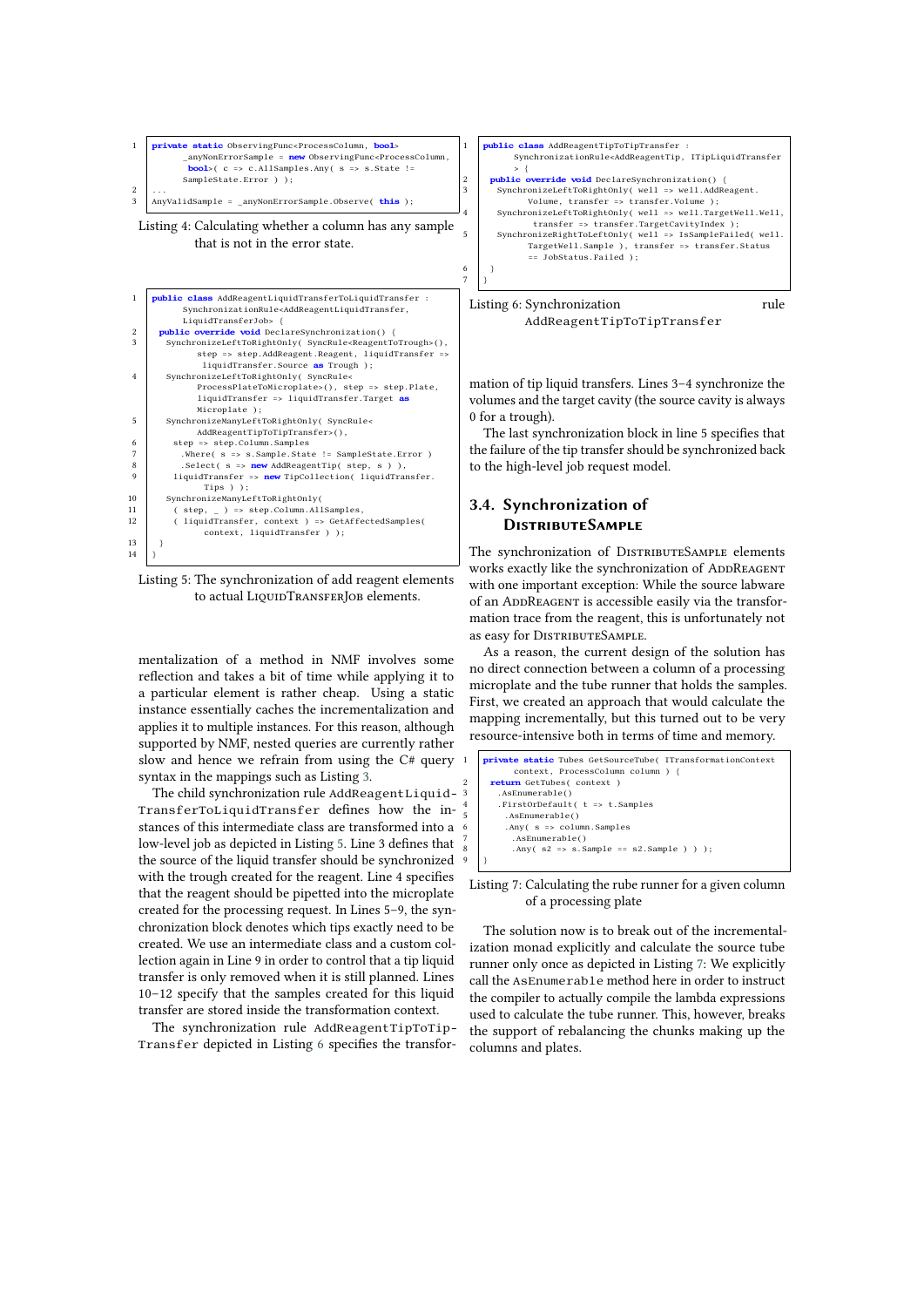```
private static ObservingFunc<ProcessColumn, bool>
      _anyNonErrorSample = new ObservingFunc<ProcessColumn,
      bool>( c => c.AllSamples.Any( s => s.State !=
      SampleState.Error ) );
...
AnyValidSample = _anyNonErrorSample.Observe( this );
```

Listing 4: Calculating whether a column has any sample that is not in the error state.

```
public class AddReagentLiquidTransferToLiquidTransfer :
      SynchronizationRule<AddReagentLiquidTransfer,
      LiquidTransferJob> {
  public override void DeclareSynchronization() {
    SynchronizeLeftToRightOnly( SyncRule<ReagentToTrough>(),
          step => step.AddReagent.Reagent, liquidTransfer =>
          liquidTransfer.Source as Trough );
    SynchronizeLeftToRightOnly( SyncRule<
          ProcessPlateToMicroplate>(), step => step.Plate,
          liquidTransfer => liquidTransfer.Target as
          Microplate );
    SynchronizeManyLeftToRightOnly( SyncRule<
          AddReagentTipToTipTransfer>(),
      step => step.Column.Samples
       .Where( s => s.Sample.State != SampleState.Error )
       .Select( s => new AddReagentTip( step, s ) ),
      liquidTransfer => new TipCollection( liquidTransfer.
          Tips ) );
    SynchronizeManyLeftToRightOnly(
      ( step, _ ) => step.Column.AllSamples,
      ( liquidTransfer, context ) => GetAffectedSamples(
          context, liquidTransfer ) );
  }
}
```

Listing 5: The synchronization of add reagent elements to actual LiquidTransferJob elements.

mentalization of a method in NMF involves some reflection and takes a bit of time while applying it to a particular element is rather cheap. Using a static instance essentially caches the incrementalization and applies it to multiple instances. For this reason, although supported by NMF, nested queries are currently rather slow and hence we refrain from using the C# query syntax in the mappings such as Listing 3.

The child synchronization rule `AddReagentLiquidTransferToLiquidTransfer` defines how the instances of this intermediate class are transformed into a low-level job as depicted in Listing 5. Line 3 defines that the source of the liquid transfer should be synchronized with the trough created for the reagent. Line 4 specifies that the reagent should be pipetted into the microplate created for the processing request. In Lines 5–9, the synchronization block denotes which tips exactly need to be created. We use an intermediate class and a custom collection again in Line 9 in order to control that a tip liquid transfer is only removed when it is still planned. Lines 10–12 specify that the samples created for this liquid transfer are stored inside the transformation context.

The synchronization rule `AddReagentTipToTipTransfer` depicted in Listing 6 specifies the transformation of tip liquid transfers. Lines 3–4 synchronize the volumes and the target cavity (the source cavity is always 0 for a trough).

```
public class AddReagentTipToTipTransfer :
      SynchronizationRule<AddReagentTip, ITipLiquidTransfer
      > {
  public override void DeclareSynchronization() {
    SynchronizeLeftToRightOnly( well => well.AddReagent.
          Volume, transfer => transfer.Volume );
    SynchronizeLeftToRightOnly( well => well.TargetWell.Well,
           transfer => transfer.TargetCavityIndex );
    SynchronizeRightToLeftOnly( well => IsSampleFailed( well.
          TargetWell.Sample ), transfer => transfer.Status
          == JobStatus.Failed );
  }
}
```

Listing 6: Synchronization rule `AddReagentTipToTipTransfer`

The last synchronization block in line 5 specifies that the failure of the tip transfer should be synchronized back to the high-level job request model.

## 3.4. Synchronization of DistributeSample

The synchronization of DistributeSample elements works exactly like the synchronization of AddReagent with one important exception: While the source labware of an AddReagent is accessible easily via the transformation trace from the reagent, this is unfortunately not as easy for DistributeSample.

As a reason, the current design of the solution has no direct connection between a column of a processing microplate and the tube runner that holds the samples. First, we created an approach that would calculate the mapping incrementally, but this turned out to be very resource-intensive both in terms of time and memory.

```
private static Tubes GetSourceTube( ITransformationContext
      context, ProcessColumn column ) {
  return GetTubes( context )
   .AsEnumerable()
   .FirstOrDefault( t => t.Samples
    .AsEnumerable()
    .Any( s => column.Samples
     .AsEnumerable()
     .Any( s2 => s.Sample == s2.Sample ) ) );
}
```

Listing 7: Calculating the rube runner for a given column of a processing plate

The solution now is to break out of the incrementalization monad explicitly and calculate the source tube runner only once as depicted in Listing 7: We explicitly call the `AsEnumerable` method here in order to instruct the compiler to actually compile the lambda expressions used to calculate the tube runner. This, however, breaks the support of rebalancing the chunks making up the columns and plates.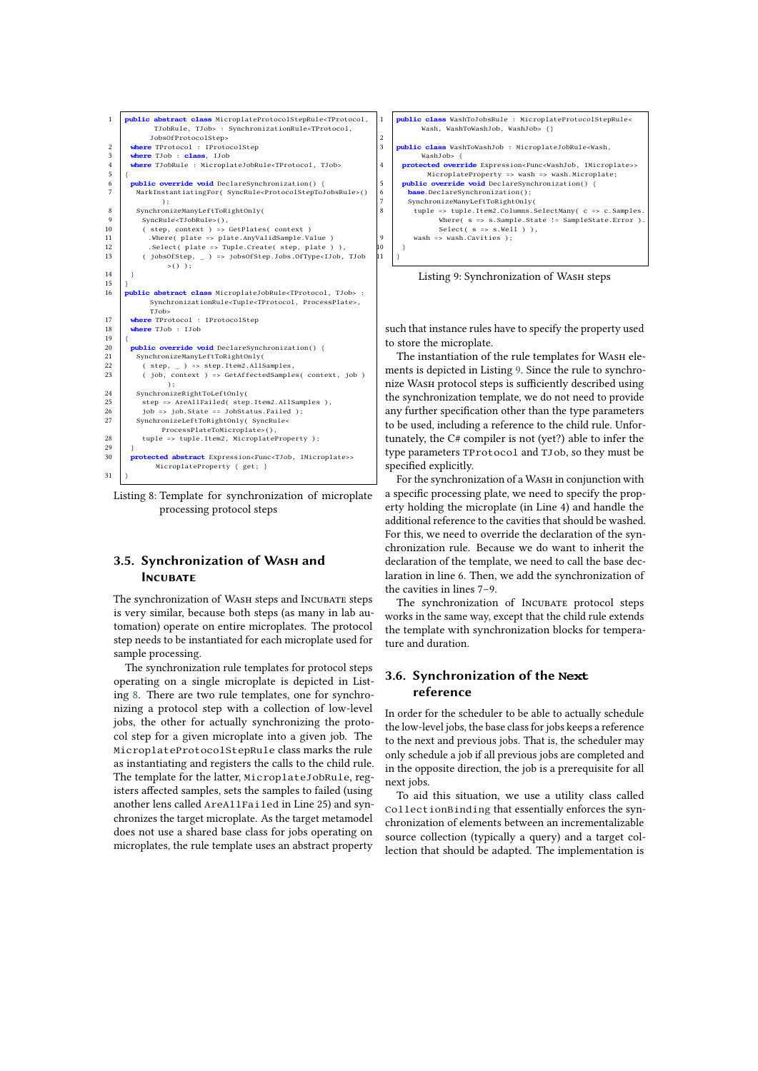```
public abstract class MicroplateProtocolStepRule<TProtocol,
      TJobRule, TJob> : SynchronizationRule<TProtocol,
      JobsOfProtocolStep>
  where TProtocol : IProtocolStep
  where TJob : class, IJob
  where TJobRule : MicroplateJobRule<TProtocol, TJob>
{
  public override void DeclareSynchronization() {
    MarkInstantiatingFor( SyncRule<ProtocolStepToJobsRule>()
        );
    SynchronizeManyLeftToRightOnly(
      SyncRule<TJobRule>(),
      ( step, context ) => GetPlates( context )
        .Where( plate => plate.AnyValidSample.Value )
        .Select( plate => Tuple.Create( step, plate ) ),
      ( jobsOfStep, _ ) => jobsOfStep.Jobs.OfType<IJob, TJob
          >() );
  }
}
public abstract class MicroplateJobRule<TProtocol, TJob> :
      SynchronizationRule<Tuple<TProtocol, ProcessPlate>,
      TJob>
  where TProtocol : IProtocolStep
  where TJob : IJob
{
  public override void DeclareSynchronization() {
    SynchronizeManyLeftToRightOnly(
      ( step, _ ) => step.Item2.AllSamples,
      ( job, context ) => GetAffectedSamples( context, job )
          );
    SynchronizeRightToLeftOnly(
      step => AreAllFailed( step.Item2.AllSamples ),
      job => job.State == JobStatus.Failed );
    SynchronizeLeftToRightOnly( SyncRule<
          ProcessPlateToMicroplate>(),
      tuple => tuple.Item2, MicroplateProperty );
  }
  protected abstract Expression<Func<TJob, IMicroplate>>
        MicroplateProperty { get; }
}
```

Listing 8: Template for synchronization of microplate processing protocol steps

### 3.5. Synchronization of Wash and Incubate

The synchronization of Wash steps and Incubate steps is very similar, because both steps (as many in lab automation) operate on entire microplates. The protocol step needs to be instantiated for each microplate used for sample processing.

The synchronization rule templates for protocol steps operating on a single microplate is depicted in Listing 8. There are two rule templates, one for synchronizing a protocol step with a collection of low-level jobs, the other for actually synchronizing the protocol step for a given microplate into a given job. The `MicroplateProtocolStepRule` class marks the rule as instantiating and registers the calls to the child rule. The template for the latter, `MicroplateJobRule`, registers affected samples, sets the samples to failed (using another lens called `AreAllFailed` in Line 25) and synchronizes the target microplate. As the target metamodel does not use a shared base class for jobs operating on microplates, the rule template uses an abstract property such that instance rules have to specify the property used to store the microplate.

```
public class WashToJobsRule : MicroplateProtocolStepRule<
      Wash, WashToWashJob, WashJob> {}

public class WashToWashJob : MicroplateJobRule<Wash,
      WashJob> {
  protected override Expression<Func<WashJob, IMicroplate>>
        MicroplateProperty => wash => wash.Microplate;
  public override void DeclareSynchronization() {
    base.DeclareSynchronization();
    SynchronizeManyLeftToRightOnly(
      tuple => tuple.Item2.Columns.SelectMany( c => c.Samples.
            Where( s => s.Sample.State != SampleState.Error ).
            Select( s => s.Well ) ),
      wash => wash.Cavities );
  }
}
```

Listing 9: Synchronization of Wash steps

The instantiation of the rule templates for Wash elements is depicted in Listing 9. Since the rule to synchronize Wash protocol steps is sufficiently described using the synchronization template, we do not need to provide any further specification other than the type parameters to be used, including a reference to the child rule. Unfortunately, the C# compiler is not (yet?) able to infer the type parameters `TProtocol` and `TJob`, so they must be specified explicitly.

For the synchronization of a Wash in conjunction with a specific processing plate, we need to specify the property holding the microplate (in Line 4) and handle the additional reference to the cavities that should be washed. For this, we need to override the declaration of the synchronization rule. Because we do want to inherit the declaration of the template, we need to call the base declaration in line 6. Then, we add the synchronization of the cavities in lines 7–9.

The synchronization of Incubate protocol steps works in the same way, except that the child rule extends the template with synchronization blocks for temperature and duration.

### 3.6. Synchronization of the `Next` reference

In order for the scheduler to be able to actually schedule the low-level jobs, the base class for jobs keeps a reference to the next and previous jobs. That is, the scheduler may only schedule a job if all previous jobs are completed and in the opposite direction, the job is a prerequisite for all next jobs.

To aid this situation, we use a utility class called `CollectionBinding` that essentially enforces the synchronization of elements between an incrementalizable source collection (typically a query) and a target collection that should be adapted. The implementation is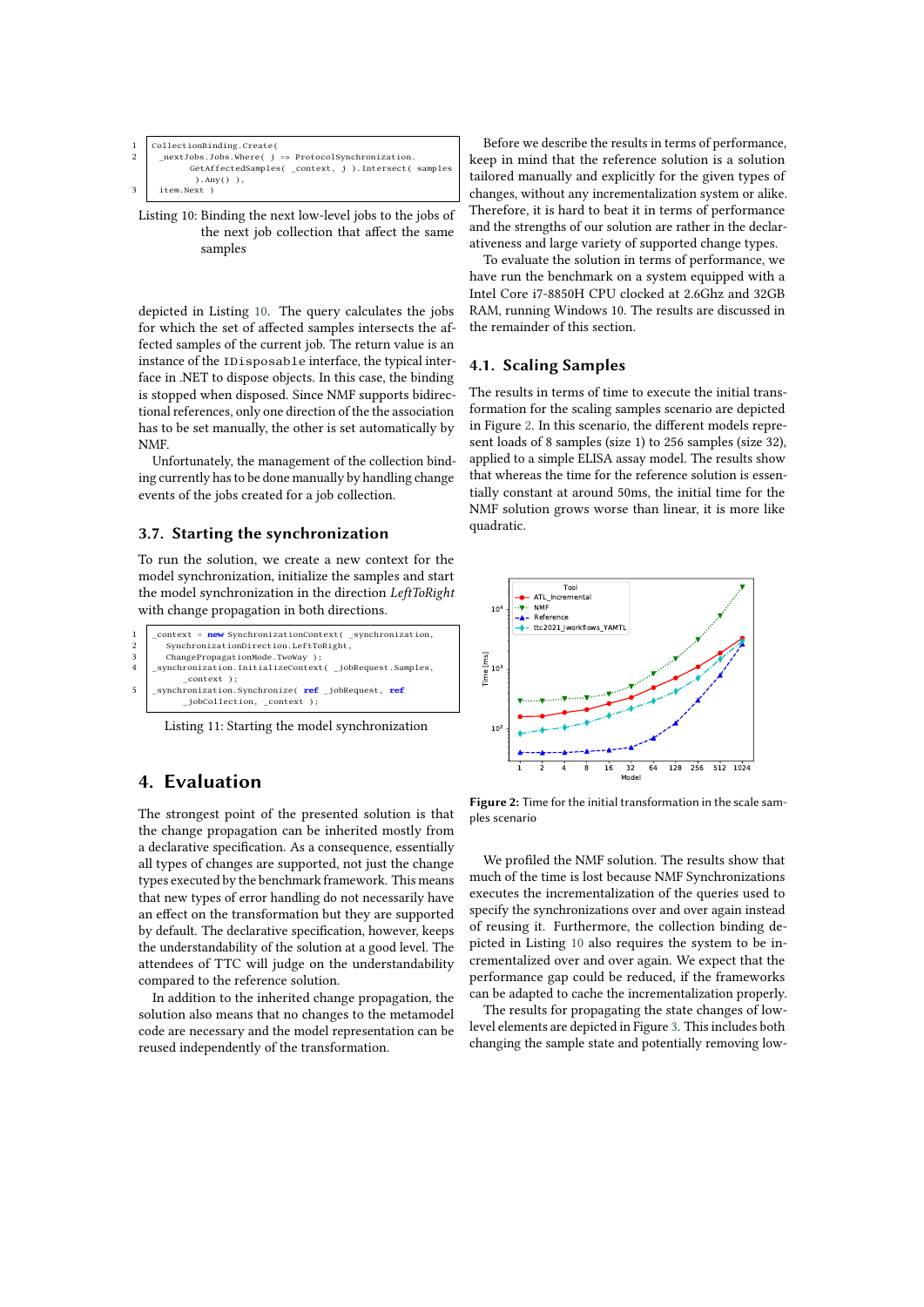```
CollectionBinding.Create(
  _nextJobs.Jobs.Where( j => ProtocolSynchronization.
        GetAffectedSamples( _context, j ).Intersect( samples
        ).Any() ),
  item.Next )
```

Listing 10: Binding the next low-level jobs to the jobs of the next job collection that affect the same samples

depicted in Listing 10. The query calculates the jobs for which the set of affected samples intersects the affected samples of the current job. The return value is an instance of the `IDisposable` interface, the typical interface in .NET to dispose objects. In this case, the binding is stopped when disposed. Since NMF supports bidirectional references, only one direction of the the association has to be set manually, the other is set automatically by NMF.

Unfortunately, the management of the collection binding currently has to be done manually by handling change events of the jobs created for a job collection.

### 3.7. Starting the synchronization

To run the solution, we create a new context for the model synchronization, initialize the samples and start the model synchronization in the direction *LeftToRight* with change propagation in both directions.

```
_context = new SynchronizationContext( _synchronization,
    SynchronizationDirection.LeftToRight,
    ChangePropagationMode.TwoWay );
_synchronization.InitializeContext( _jobRequest.Samples,
      _context );
_synchronization.Synchronize( ref _jobRequest, ref
      _jobCollection, _context );
```

Listing 11: Starting the model synchronization

## 4. Evaluation

The strongest point of the presented solution is that the change propagation can be inherited mostly from a declarative specification. As a consequence, essentially all types of changes are supported, not just the change types executed by the benchmark framework. This means that new types of error handling do not necessarily have an effect on the transformation but they are supported by default. The declarative specification, however, keeps the understandability of the solution at a good level. The attendees of TTC will judge on the understandability compared to the reference solution.

In addition to the inherited change propagation, the solution also means that no changes to the metamodel code are necessary and the model representation can be reused independently of the transformation.

Before we describe the results in terms of performance, keep in mind that the reference solution is a solution tailored manually and explicitly for the given types of changes, without any incrementalization system or alike. Therefore, it is hard to beat it in terms of performance and the strengths of our solution are rather in the declarativeness and large variety of supported change types.

To evaluate the solution in terms of performance, we have run the benchmark on a system equipped with a Intel Core i7-8850H CPU clocked at 2.6Ghz and 32GB RAM, running Windows 10. The results are discussed in the remainder of this section.

### 4.1. Scaling Samples

The results in terms of time to execute the initial transformation for the scaling samples scenario are depicted in Figure 2. In this scenario, the different models represent loads of 8 samples (size 1) to 256 samples (size 32), applied to a simple ELISA assay model. The results show that whereas the time for the reference solution is essentially constant at around 50ms, the initial time for the NMF solution grows worse than linear, it is more like quadratic.

**Figure 2:** Time for the initial transformation in the scale samples scenario

We profiled the NMF solution. The results show that much of the time is lost because NMF Synchronizations executes the incrementalization of the queries used to specify the synchronizations over and over again instead of reusing it. Furthermore, the collection binding depicted in Listing 10 also requires the system to be incrementalized over and over again. We expect that the performance gap could be reduced, if the frameworks can be adapted to cache the incrementalization properly.

The results for propagating the state changes of low-level elements are depicted in Figure 3. This includes both changing the sample state and potentially removing low-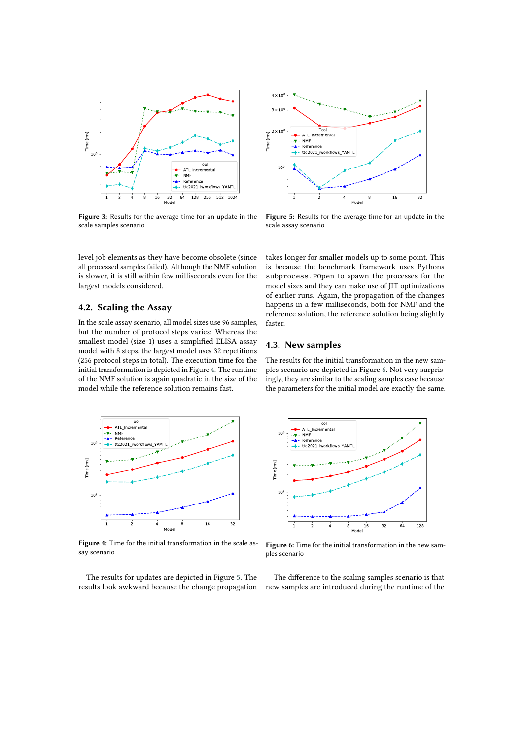Figure 3: Results for the average time for an update in the scale samples scenario

Figure 5: Results for the average time for an update in the scale assay scenario

level job elements as they have become obsolete (since all processed samples failed). Although the NMF solution is slower, it is still within few milliseconds even for the largest models considered.

## 4.2. Scaling the Assay

In the scale assay scenario, all model sizes use 96 samples, but the number of protocol steps varies: Whereas the smallest model (size 1) uses a simplified ELISA assay model with 8 steps, the largest model uses 32 repetitions (256 protocol steps in total). The execution time for the initial transformation is depicted in Figure 4. The runtime of the NMF solution is again quadratic in the size of the model while the reference solution remains fast.

Figure 4: Time for the initial transformation in the scale assay scenario

The results for updates are depicted in Figure 5. The results look awkward because the change propagation takes longer for smaller models up to some point. This is because the benchmark framework uses Pythons `subprocess.POpen` to spawn the processes for the model sizes and they can make use of JIT optimizations of earlier runs. Again, the propagation of the changes happens in a few milliseconds, both for NMF and the reference solution, the reference solution being slightly faster.

## 4.3. New samples

The results for the initial transformation in the new samples scenario are depicted in Figure 6. Not very surprisingly, they are similar to the scaling samples case because the parameters for the initial model are exactly the same.

Figure 6: Time for the initial transformation in the new samples scenario

The difference to the scaling samples scenario is that new samples are introduced during the runtime of the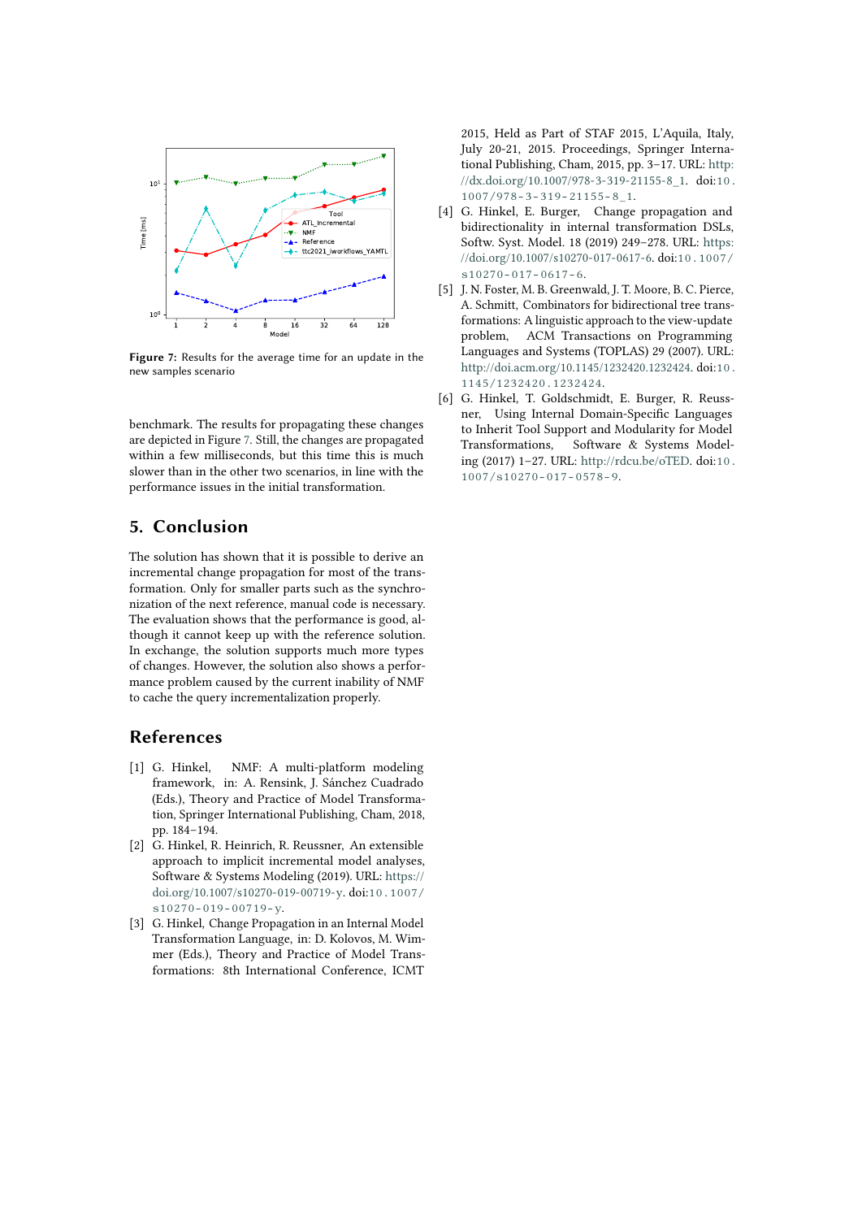Time [ms]

10¹

10⁰

1 2 4 8 16 32 64 128

Model

Tool
ATL_Incremental
NMF
Reference
ttc2021_iworkflows_YAMTL

**Figure 7:** Results for the average time for an update in the new samples scenario

benchmark. The results for propagating these changes are depicted in Figure 7. Still, the changes are propagated within a few milliseconds, but this time this is much slower than in the other two scenarios, in line with the performance issues in the initial transformation.

## 5. Conclusion

The solution has shown that it is possible to derive an incremental change propagation for most of the transformation. Only for smaller parts such as the synchronization of the next reference, manual code is necessary. The evaluation shows that the performance is good, although it cannot keep up with the reference solution. In exchange, the solution supports much more types of changes. However, the solution also shows a performance problem caused by the current inability of NMF to cache the query incrementalization properly.

## References

[1] G. Hinkel, NMF: A multi-platform modeling framework, in: A. Rensink, J. Sánchez Cuadrado (Eds.), Theory and Practice of Model Transformation, Springer International Publishing, Cham, 2018, pp. 184–194.

[2] G. Hinkel, R. Heinrich, R. Reussner, An extensible approach to implicit incremental model analyses, Software & Systems Modeling (2019). URL: https://doi.org/10.1007/s10270-019-00719-y. doi:10.1007/s10270-019-00719-y.

[3] G. Hinkel, Change Propagation in an Internal Model Transformation Language, in: D. Kolovos, M. Wimmer (Eds.), Theory and Practice of Model Transformations: 8th International Conference, ICMT 2015, Held as Part of STAF 2015, L'Aquila, Italy, July 20-21, 2015. Proceedings, Springer International Publishing, Cham, 2015, pp. 3–17. URL: http://dx.doi.org/10.1007/978-3-319-21155-8_1. doi:10.1007/978-3-319-21155-8_1.

[4] G. Hinkel, E. Burger, Change propagation and bidirectionality in internal transformation DSLs, Softw. Syst. Model. 18 (2019) 249–278. URL: https://doi.org/10.1007/s10270-017-0617-6. doi:10.1007/s10270-017-0617-6.

[5] J. N. Foster, M. B. Greenwald, J. T. Moore, B. C. Pierce, A. Schmitt, Combinators for bidirectional tree transformations: A linguistic approach to the view-update problem, ACM Transactions on Programming Languages and Systems (TOPLAS) 29 (2007). URL: http://doi.acm.org/10.1145/1232420.1232424. doi:10.1145/1232420.1232424.

[6] G. Hinkel, T. Goldschmidt, E. Burger, R. Reussner, Using Internal Domain-Specific Languages to Inherit Tool Support and Modularity for Model Transformations, Software & Systems Modeling (2017) 1–27. URL: http://rdcu.be/oTED. doi:10.1007/s10270-017-0578-9.